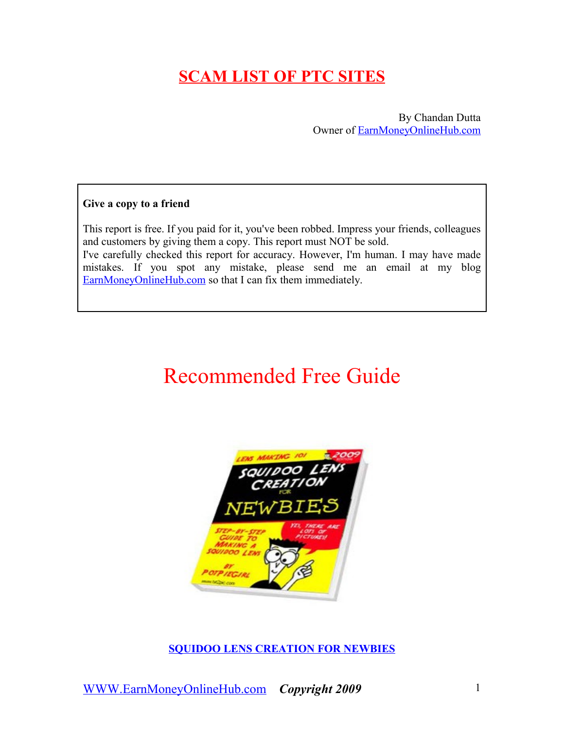# SCAM LIST OF PTC SITES

By Chandan Dutta
Owner of EarnMoneyOnlineHub.com

**Give a copy to a friend**

This report is free. If you paid for it, you've been robbed. Impress your friends, colleagues and customers by giving them a copy. This report must NOT be sold.
I've carefully checked this report for accuracy. However, I'm human. I may have made mistakes. If you spot any mistake, please send me an email at my blog EarnMoneyOnlineHub.com so that I can fix them immediately.

## Recommended Free Guide

**SQUIDOO LENS CREATION FOR NEWBIES**

WWW.EarnMoneyOnlineHub.com ***Copyright 2009***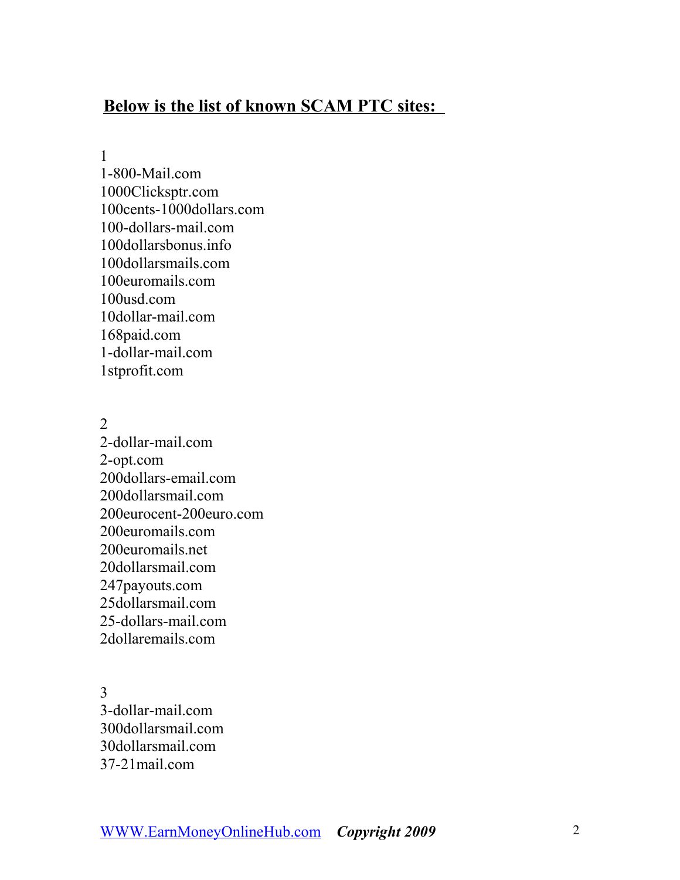**Below is the list of known SCAM PTC sites:**

1

1-800-Mail.com
1000Clicksptr.com
100cents-1000dollars.com
100-dollars-mail.com
100dollarsbonus.info
100dollarsmails.com
100euromails.com
100usd.com
10dollar-mail.com
168paid.com
1-dollar-mail.com
1stprofit.com

2

2-dollar-mail.com
2-opt.com
200dollars-email.com
200dollarsmail.com
200eurocent-200euro.com
200euromails.com
200euromails.net
20dollarsmail.com
247payouts.com
25dollarsmail.com
25-dollars-mail.com
2dollaremails.com

3

3-dollar-mail.com
300dollarsmail.com
30dollarsmail.com
37-21mail.com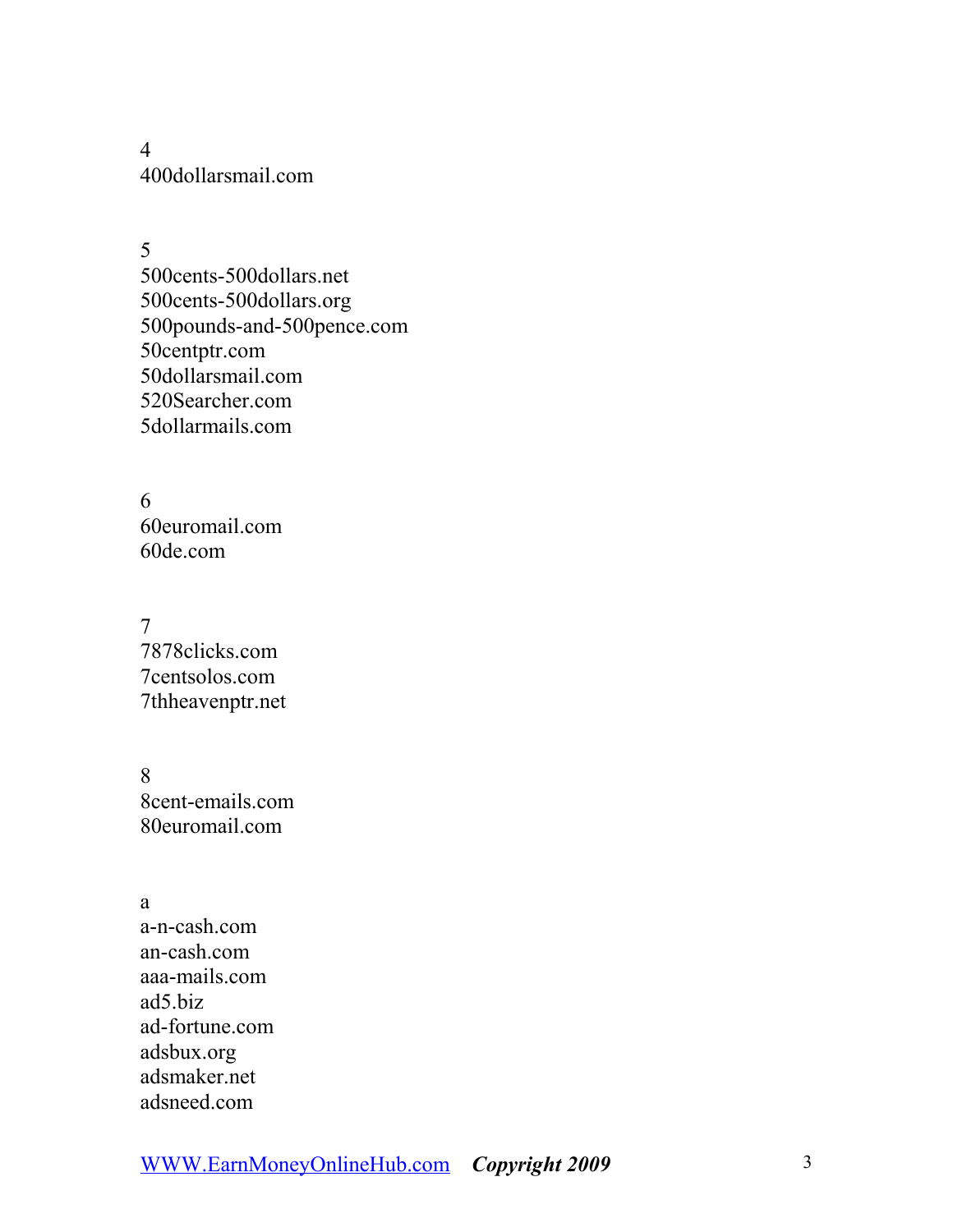4
400dollarsmail.com

5
500cents-500dollars.net
500cents-500dollars.org
500pounds-and-500pence.com
50centptr.com
50dollarsmail.com
520Searcher.com
5dollarmails.com

6
60euromail.com
60de.com

7
7878clicks.com
7centsolos.com
7thheavenptr.net

8
8cent-emails.com
80euromail.com

a
a-n-cash.com
an-cash.com
aaa-mails.com
ad5.biz
ad-fortune.com
adsbux.org
adsmaker.net
adsneed.com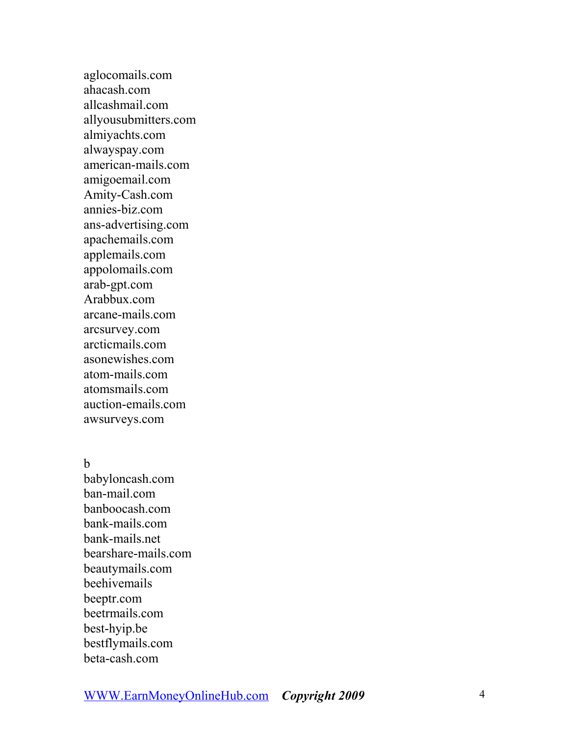aglocomails.com
ahacash.com
allcashmail.com
allyousubmitters.com
almiyachts.com
alwayspay.com
american-mails.com
amigoemail.com
Amity-Cash.com
annies-biz.com
ans-advertising.com
apachemails.com
applemails.com
appolomails.com
arab-gpt.com
Arabbux.com
arcane-mails.com
arcsurvey.com
arcticmails.com
asonewishes.com
atom-mails.com
atomsmails.com
auction-emails.com
awsurveys.com

b

babyloncash.com
ban-mail.com
banboocash.com
bank-mails.com
bank-mails.net
bearshare-mails.com
beautymails.com
beehivemails
beeptr.com
beetrmails.com
best-hyip.be
bestflymails.com
beta-cash.com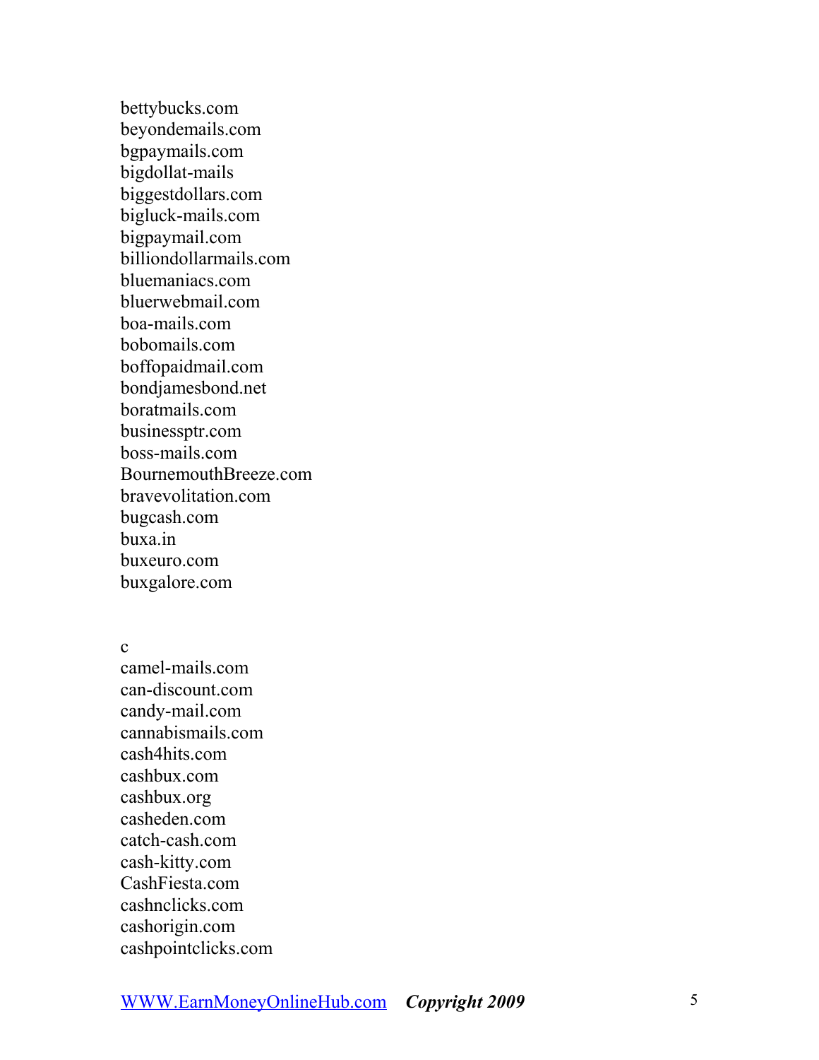bettybucks.com
beyondemails.com
bgpaymails.com
bigdollat-mails
biggestdollars.com
bigluck-mails.com
bigpaymail.com
billiondollarmails.com
bluemaniacs.com
bluerwebmail.com
boa-mails.com
bobomails.com
boffopaidmail.com
bondjamesbond.net
boratmails.com
businessptr.com
boss-mails.com
BournemouthBreeze.com
bravevolitation.com
bugcash.com
buxa.in
buxeuro.com
buxgalore.com

c
camel-mails.com
can-discount.com
candy-mail.com
cannabismails.com
cash4hits.com
cashbux.com
cashbux.org
casheden.com
catch-cash.com
cash-kitty.com
CashFiesta.com
cashnclicks.com
cashorigin.com
cashpointclicks.com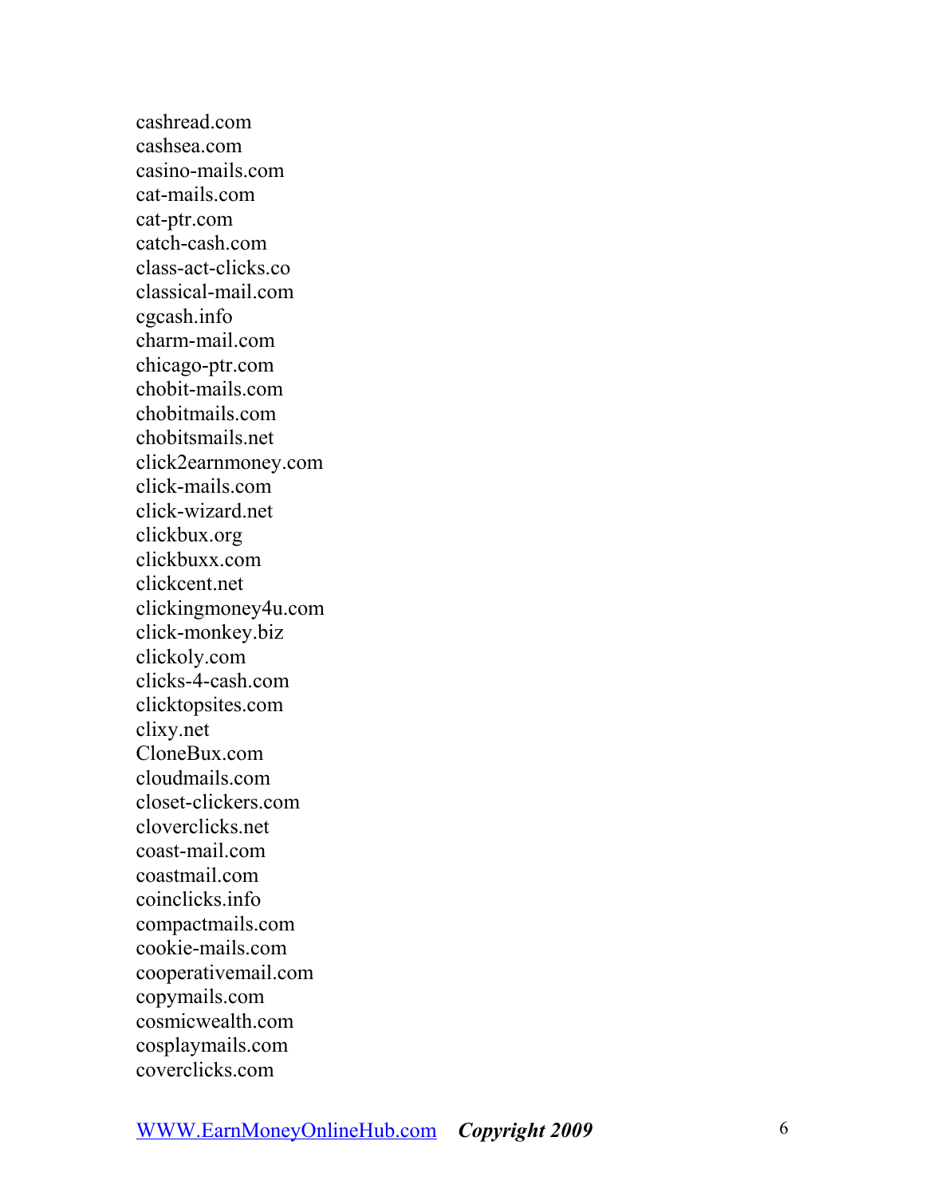cashread.com
cashsea.com
casino-mails.com
cat-mails.com
cat-ptr.com
catch-cash.com
class-act-clicks.co
classical-mail.com
cgcash.info
charm-mail.com
chicago-ptr.com
chobit-mails.com
chobitmails.com
chobitsmails.net
click2earnmoney.com
click-mails.com
click-wizard.net
clickbux.org
clickbuxx.com
clickcent.net
clickingmoney4u.com
click-monkey.biz
clickoly.com
clicks-4-cash.com
clicktopsites.com
clixy.net
CloneBux.com
cloudmails.com
closet-clickers.com
cloverclicks.net
coast-mail.com
coastmail.com
coinclicks.info
compactmails.com
cookie-mails.com
cooperativemail.com
copymails.com
cosmicwealth.com
cosplaymails.com
coverclicks.com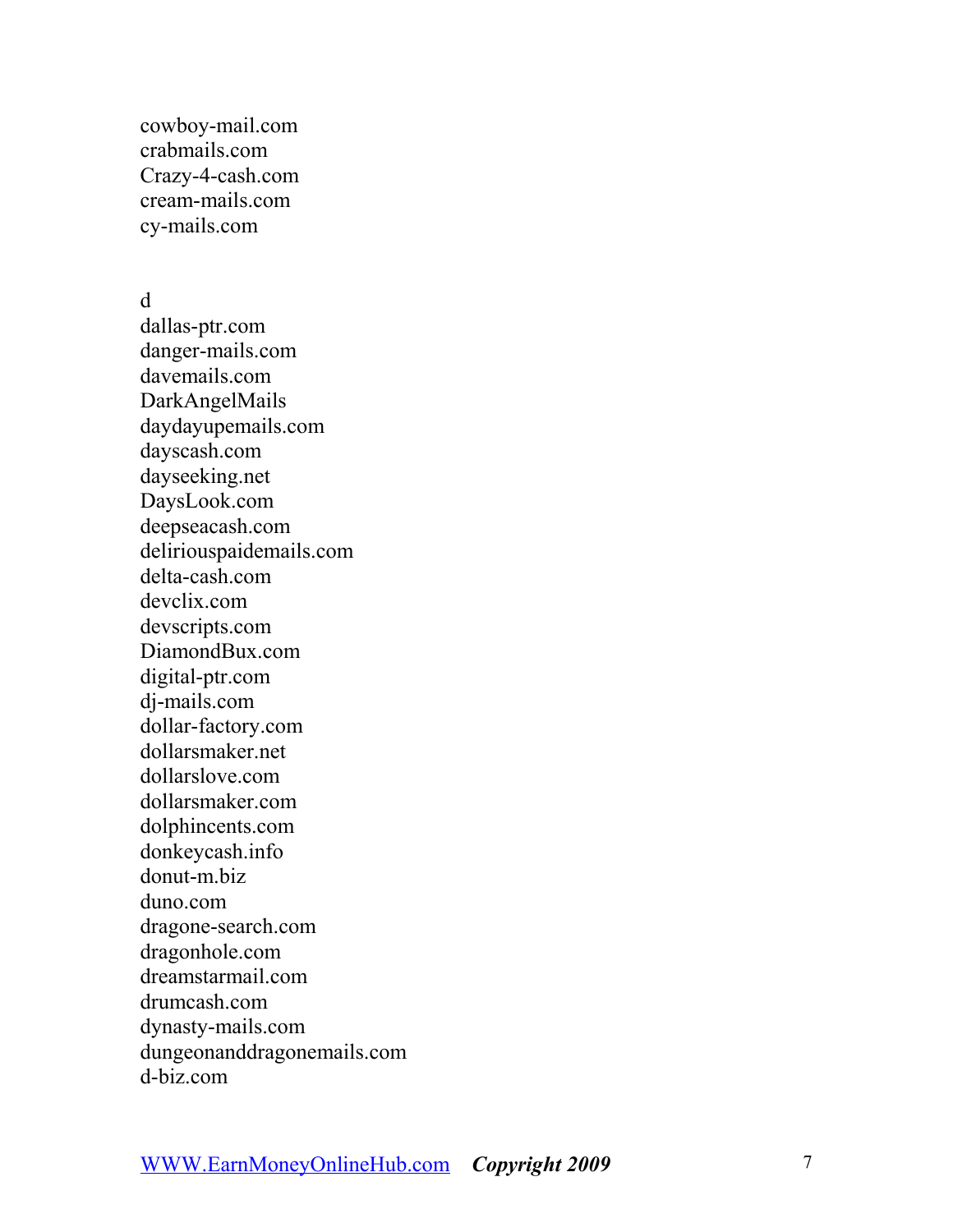cowboy-mail.com
crabmails.com
Crazy-4-cash.com
cream-mails.com
cy-mails.com

d
dallas-ptr.com
danger-mails.com
davemails.com
DarkAngelMails
daydayupemails.com
dayscash.com
dayseeking.net
DaysLook.com
deepseacash.com
deliriouspaidemails.com
delta-cash.com
devclix.com
devscripts.com
DiamondBux.com
digital-ptr.com
dj-mails.com
dollar-factory.com
dollarsmaker.net
dollarslove.com
dollarsmaker.com
dolphincents.com
donkeycash.info
donut-m.biz
duno.com
dragone-search.com
dragonhole.com
dreamstarmail.com
drumcash.com
dynasty-mails.com
dungeonanddragonemails.com
d-biz.com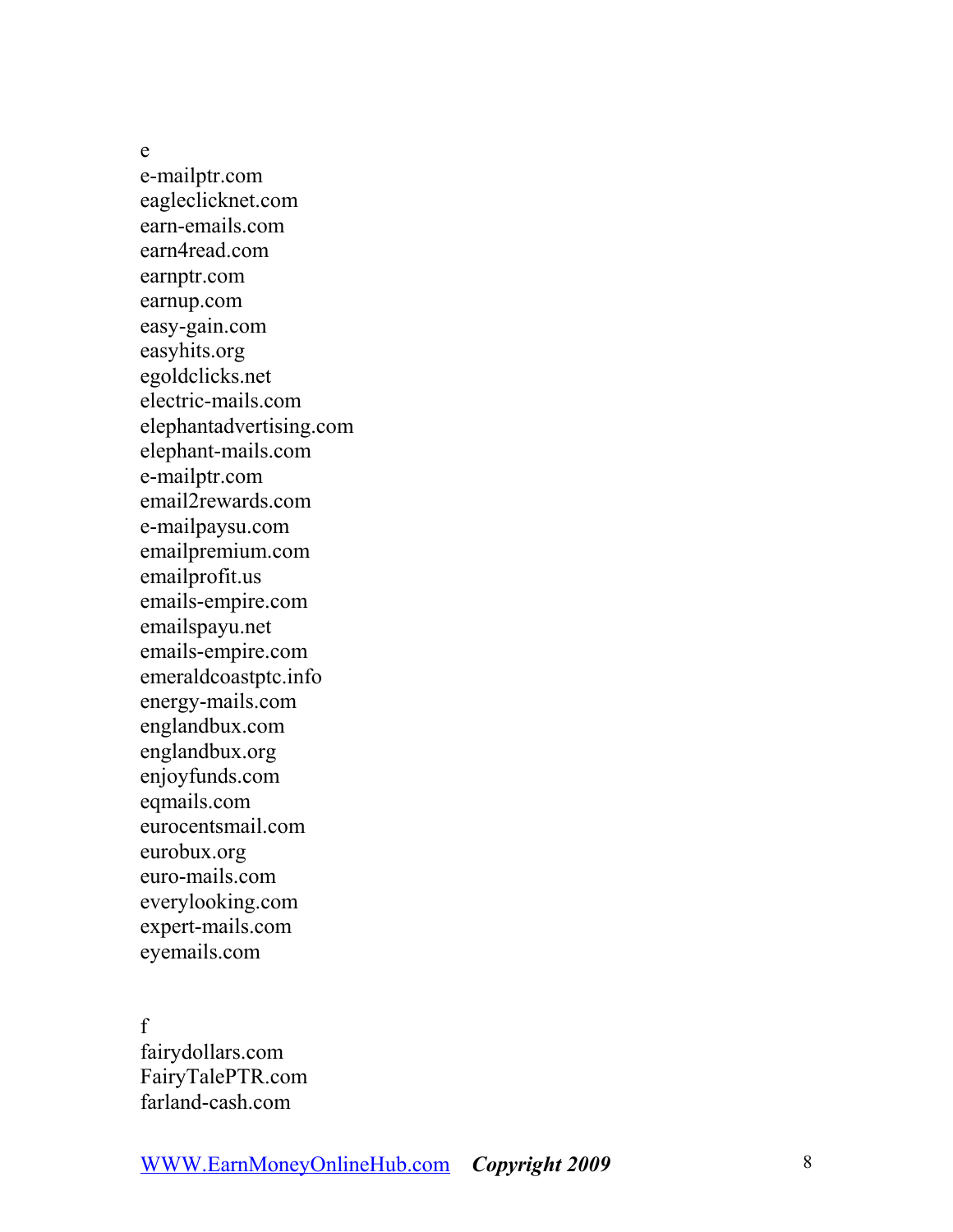e

e-mailptr.com
eagleclicknet.com
earn-emails.com
earn4read.com
earnptr.com
earnup.com
easy-gain.com
easyhits.org
egoldclicks.net
electric-mails.com
elephantadvertising.com
elephant-mails.com
e-mailptr.com
email2rewards.com
e-mailpaysu.com
emailpremium.com
emailprofit.us
emails-empire.com
emailspayu.net
emails-empire.com
emeraldcoastptc.info
energy-mails.com
englandbux.com
englandbux.org
enjoyfunds.com
eqmails.com
eurocentsmail.com
eurobux.org
euro-mails.com
everylooking.com
expert-mails.com
eyemails.com

f

fairydollars.com
FairyTalePTR.com
farland-cash.com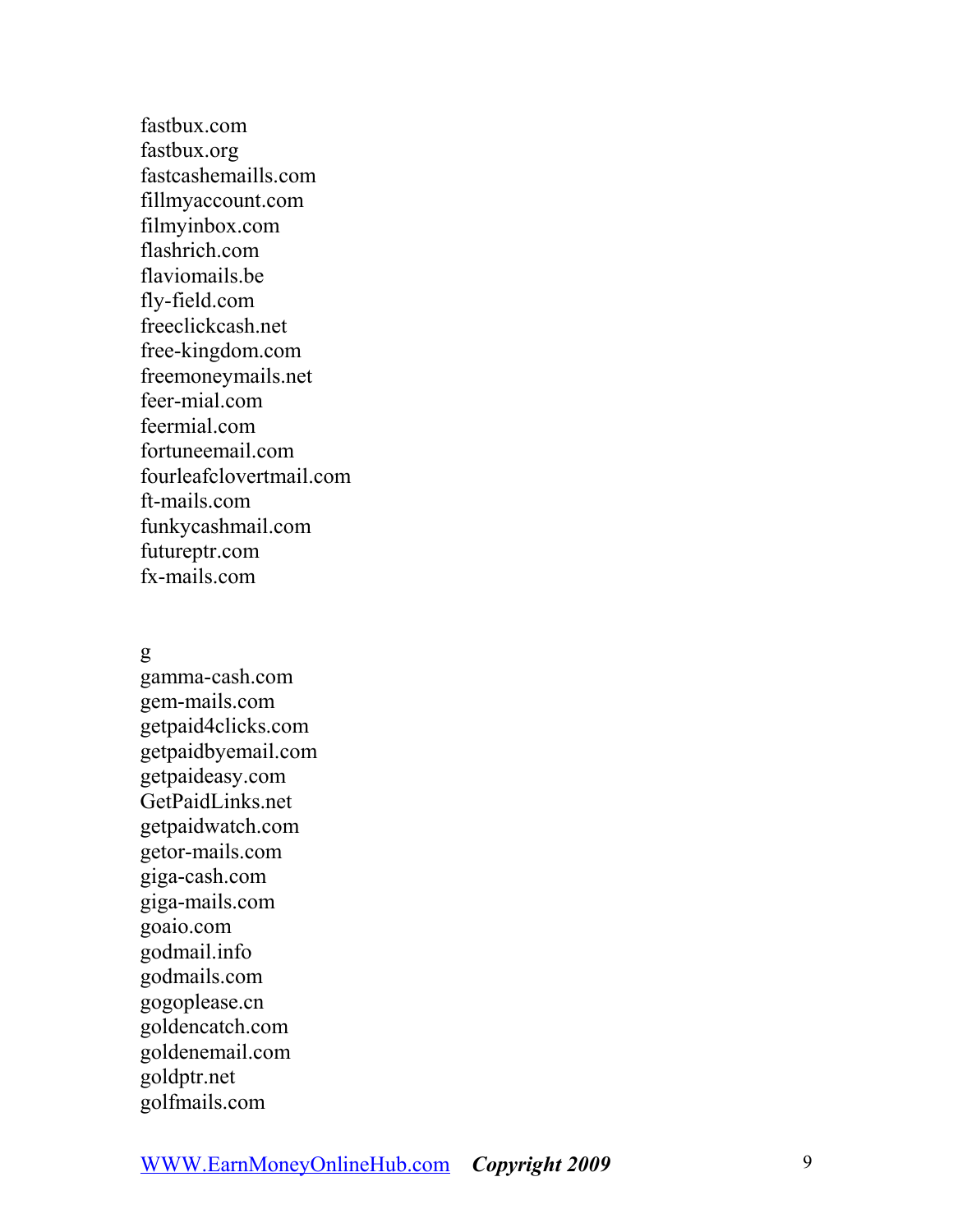fastbux.com
fastbux.org
fastcashemaills.com
fillmyaccount.com
filmyinbox.com
flashrich.com
flaviomails.be
fly-field.com
freeclickcash.net
free-kingdom.com
freemoneymails.net
feer-mial.com
feermial.com
fortuneemail.com
fourleafclovertmail.com
ft-mails.com
funkycashmail.com
futureptr.com
fx-mails.com

g
gamma-cash.com
gem-mails.com
getpaid4clicks.com
getpaidbyemail.com
getpaideasy.com
GetPaidLinks.net
getpaidwatch.com
getor-mails.com
giga-cash.com
giga-mails.com
goaio.com
godmail.info
godmails.com
gogoplease.cn
goldencatch.com
goldenemail.com
goldptr.net
golfmails.com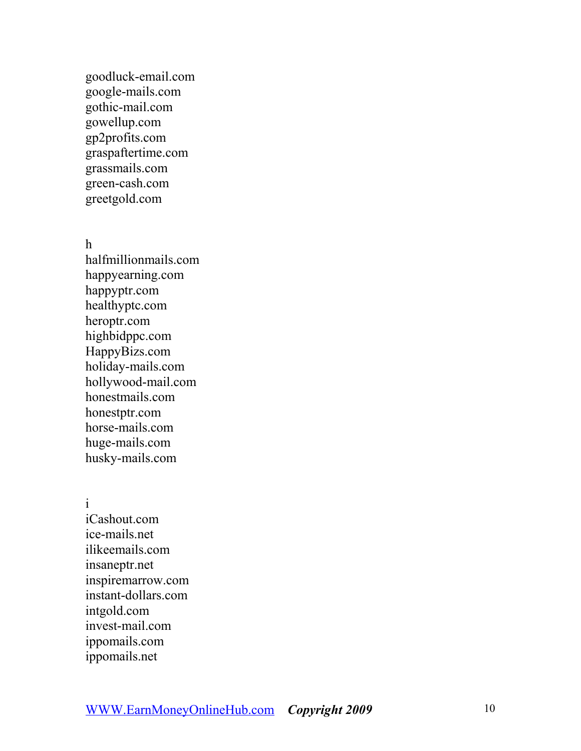goodluck-email.com
google-mails.com
gothic-mail.com
gowellup.com
gp2profits.com
graspaftertime.com
grassmails.com
green-cash.com
greetgold.com

h
halfmillionmails.com
happyearning.com
happyptr.com
healthyptc.com
heroptr.com
highbidppc.com
HappyBizs.com
holiday-mails.com
hollywood-mail.com
honestmails.com
honestptr.com
horse-mails.com
huge-mails.com
husky-mails.com

i
iCashout.com
ice-mails.net
ilikeemails.com
insaneptr.net
inspiremarrow.com
instant-dollars.com
intgold.com
invest-mail.com
ippomails.com
ippomails.net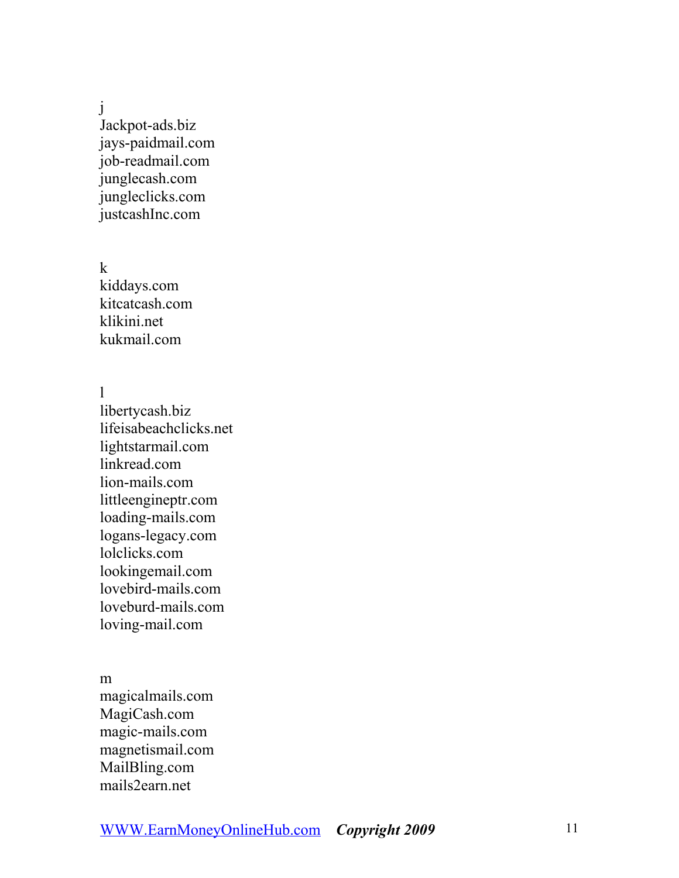j

Jackpot-ads.biz
jays-paidmail.com
job-readmail.com
junglecash.com
jungleclicks.com
justcashInc.com

k

kiddays.com
kitcatcash.com
klikini.net
kukmail.com

l

libertycash.biz
lifeisabeachclicks.net
lightstarmail.com
linkread.com
lion-mails.com
littleengineptr.com
loading-mails.com
logans-legacy.com
lolclicks.com
lookingemail.com
lovebird-mails.com
loveburd-mails.com
loving-mail.com

m

magicalmails.com
MagiCash.com
magic-mails.com
magnetismail.com
MailBling.com
mails2earn.net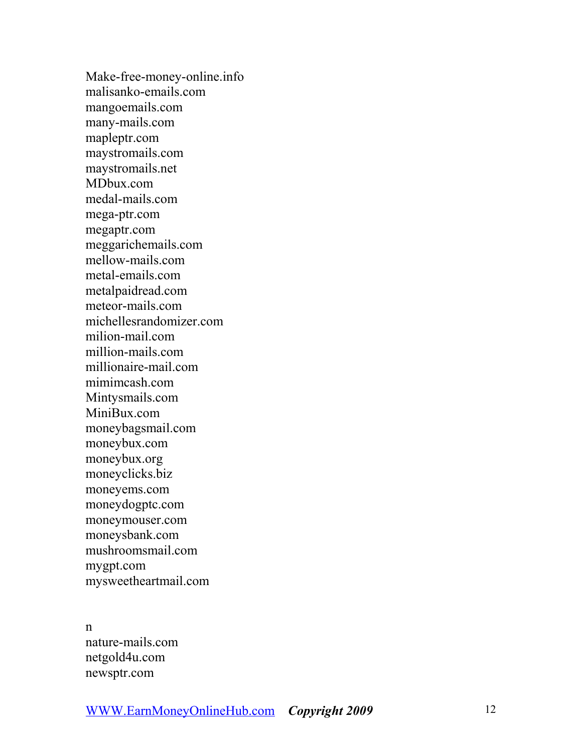Make-free-money-online.info
malisanko-emails.com
mangoemails.com
many-mails.com
mapleptr.com
maystromails.com
maystromails.net
MDbux.com
medal-mails.com
mega-ptr.com
megaptr.com
meggarichemails.com
mellow-mails.com
metal-emails.com
metalpaidread.com
meteor-mails.com
michellesrandomizer.com
milion-mail.com
million-mails.com
millionaire-mail.com
mimimcash.com
Mintysmails.com
MiniBux.com
moneybagsmail.com
moneybux.com
moneybux.org
moneyclicks.biz
moneyems.com
moneydogptc.com
moneymouser.com
moneysbank.com
mushroomsmail.com
mygpt.com
mysweetheartmail.com

n
nature-mails.com
netgold4u.com
newsptr.com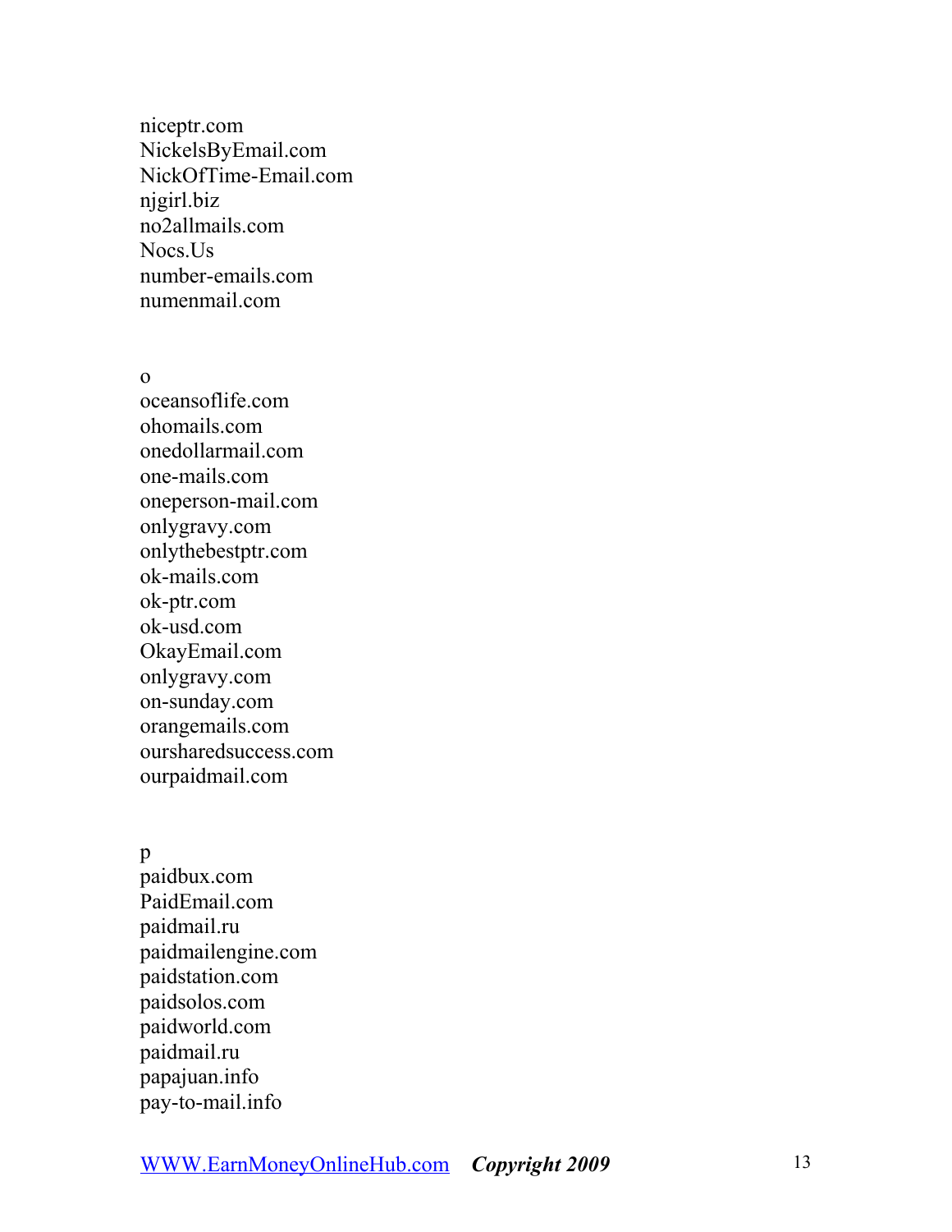niceptr.com
NickelsByEmail.com
NickOfTime-Email.com
njgirl.biz
no2allmails.com
Nocs.Us
number-emails.com
numenmail.com

o
oceansoflife.com
ohomails.com
onedollarmail.com
one-mails.com
oneperson-mail.com
onlygravy.com
onlythebestptr.com
ok-mails.com
ok-ptr.com
ok-usd.com
OkayEmail.com
onlygravy.com
on-sunday.com
orangemails.com
oursharedsuccess.com
ourpaidmail.com

p
paidbux.com
PaidEmail.com
paidmail.ru
paidmailengine.com
paidstation.com
paidsolos.com
paidworld.com
paidmail.ru
papajuan.info
pay-to-mail.info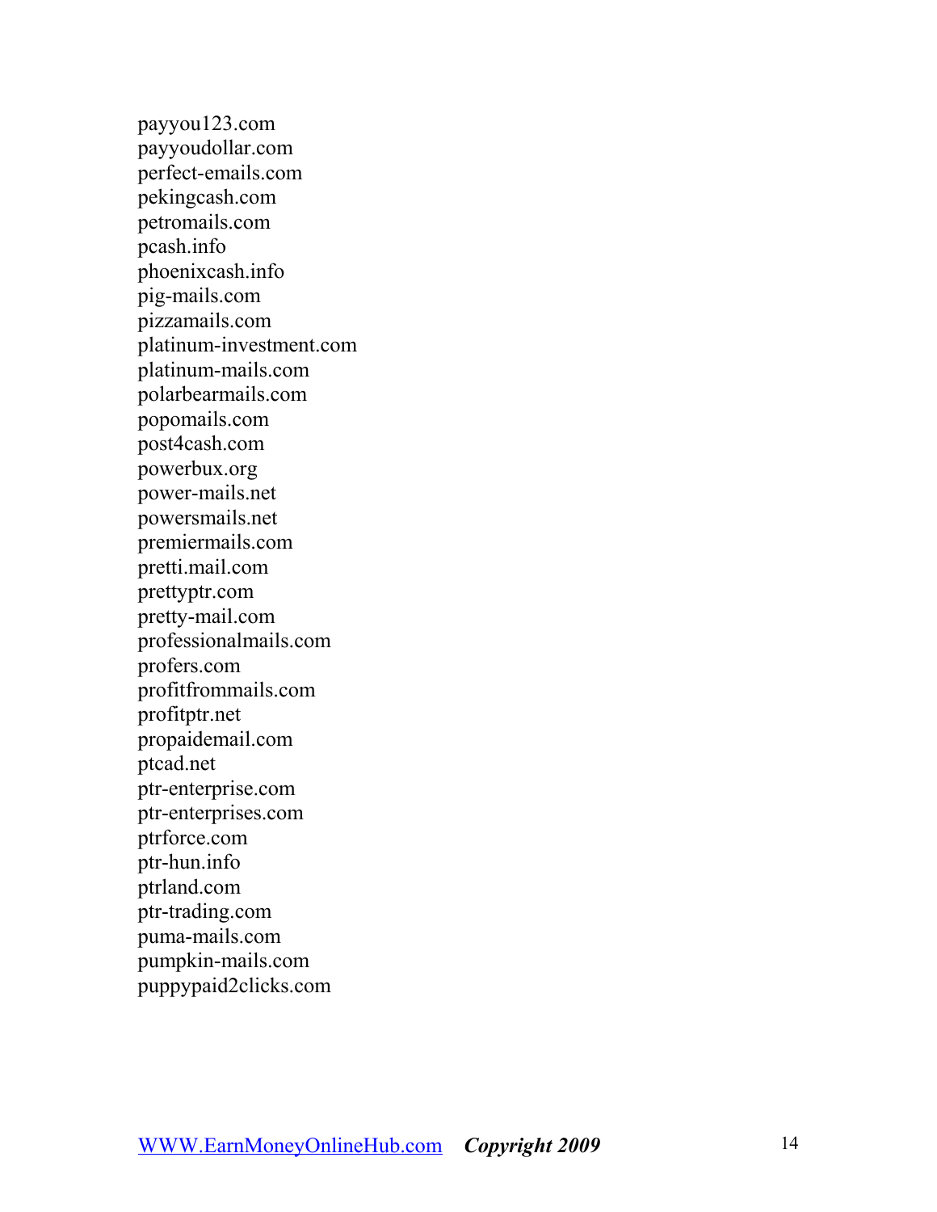payyou123.com
payyoudollar.com
perfect-emails.com
pekingcash.com
petromails.com
pcash.info
phoenixcash.info
pig-mails.com
pizzamails.com
platinum-investment.com
platinum-mails.com
polarbearmails.com
popomails.com
post4cash.com
powerbux.org
power-mails.net
powersmails.net
premiermails.com
pretti.mail.com
prettyptr.com
pretty-mail.com
professionalmails.com
profers.com
profitfrommails.com
profitptr.net
propaidemail.com
ptcad.net
ptr-enterprise.com
ptr-enterprises.com
ptrforce.com
ptr-hun.info
ptrland.com
ptr-trading.com
puma-mails.com
pumpkin-mails.com
puppypaid2clicks.com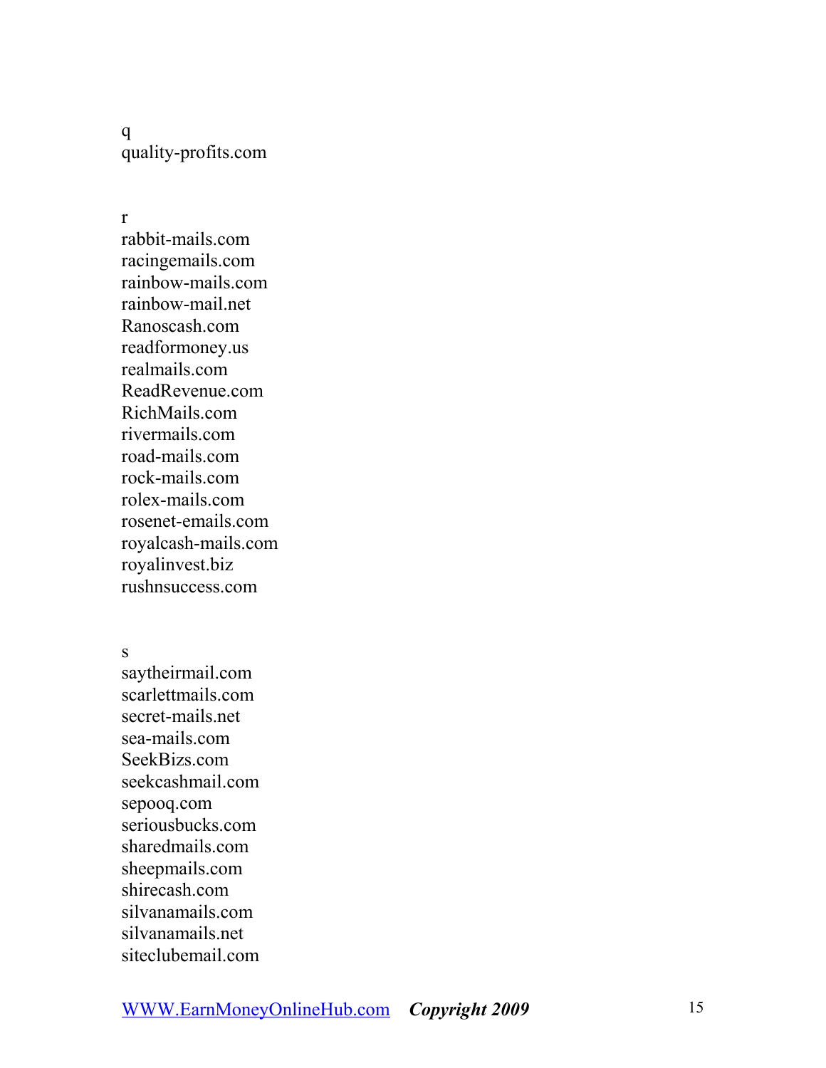q
quality-profits.com

r
rabbit-mails.com
racingemails.com
rainbow-mails.com
rainbow-mail.net
Ranoscash.com
readformoney.us
realmails.com
ReadRevenue.com
RichMails.com
rivermails.com
road-mails.com
rock-mails.com
rolex-mails.com
rosenet-emails.com
royalcash-mails.com
royalinvest.biz
rushnsuccess.com

s
saytheirmail.com
scarlettmails.com
secret-mails.net
sea-mails.com
SeekBizs.com
seekcashmail.com
sepooq.com
seriousbucks.com
sharedmails.com
sheepmails.com
shirecash.com
silvanamails.com
silvanamails.net
siteclubemail.com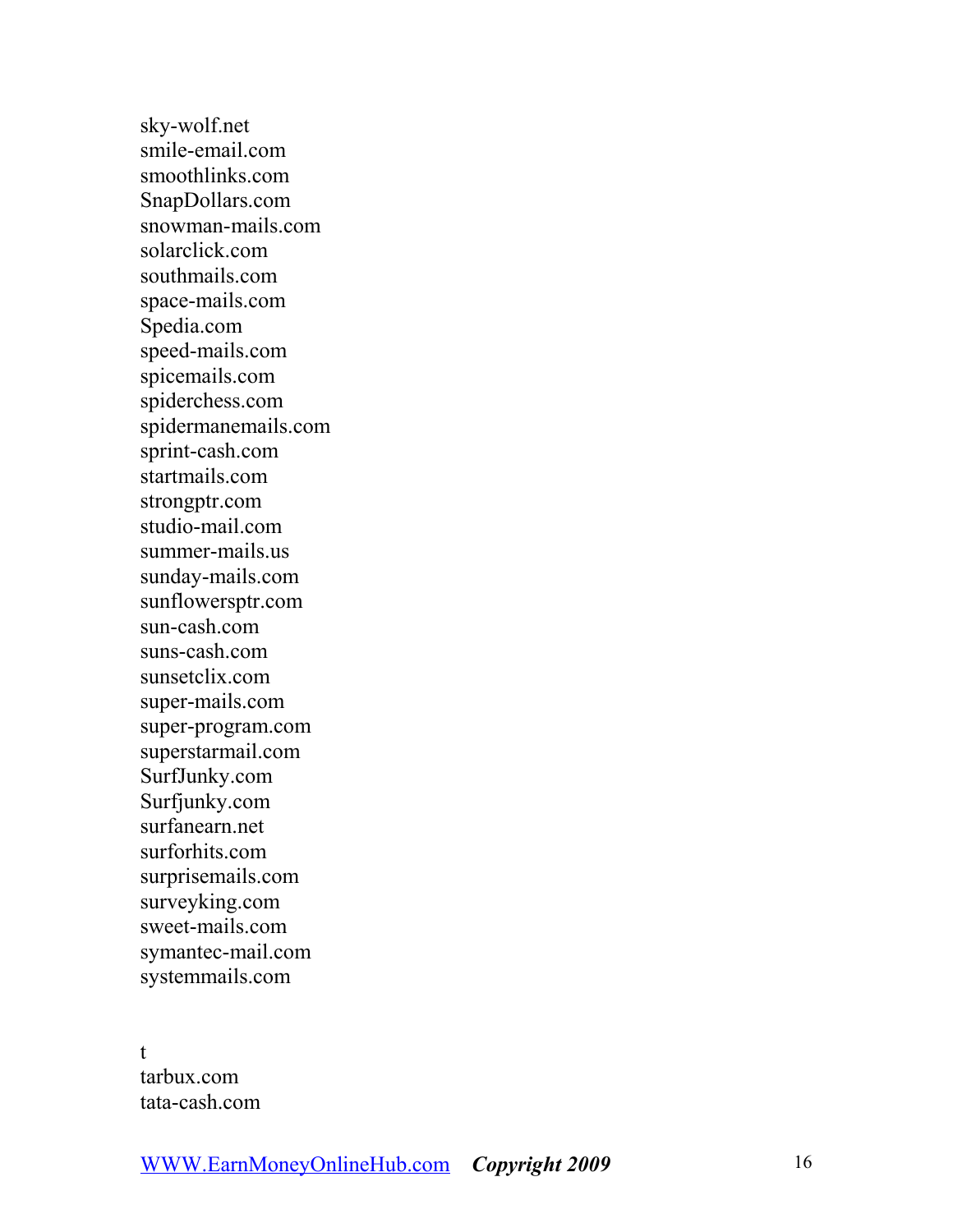sky-wolf.net
smile-email.com
smoothlinks.com
SnapDollars.com
snowman-mails.com
solarclick.com
southmails.com
space-mails.com
Spedia.com
speed-mails.com
spicemails.com
spiderchess.com
spidermanemails.com
sprint-cash.com
startmails.com
strongptr.com
studio-mail.com
summer-mails.us
sunday-mails.com
sunflowersptr.com
sun-cash.com
suns-cash.com
sunsetclix.com
super-mails.com
super-program.com
superstarmail.com
SurfJunky.com
Surfjunky.com
surfanearn.net
surforhits.com
surprisemails.com
surveyking.com
sweet-mails.com
symantec-mail.com
systemmails.com

t
tarbux.com
tata-cash.com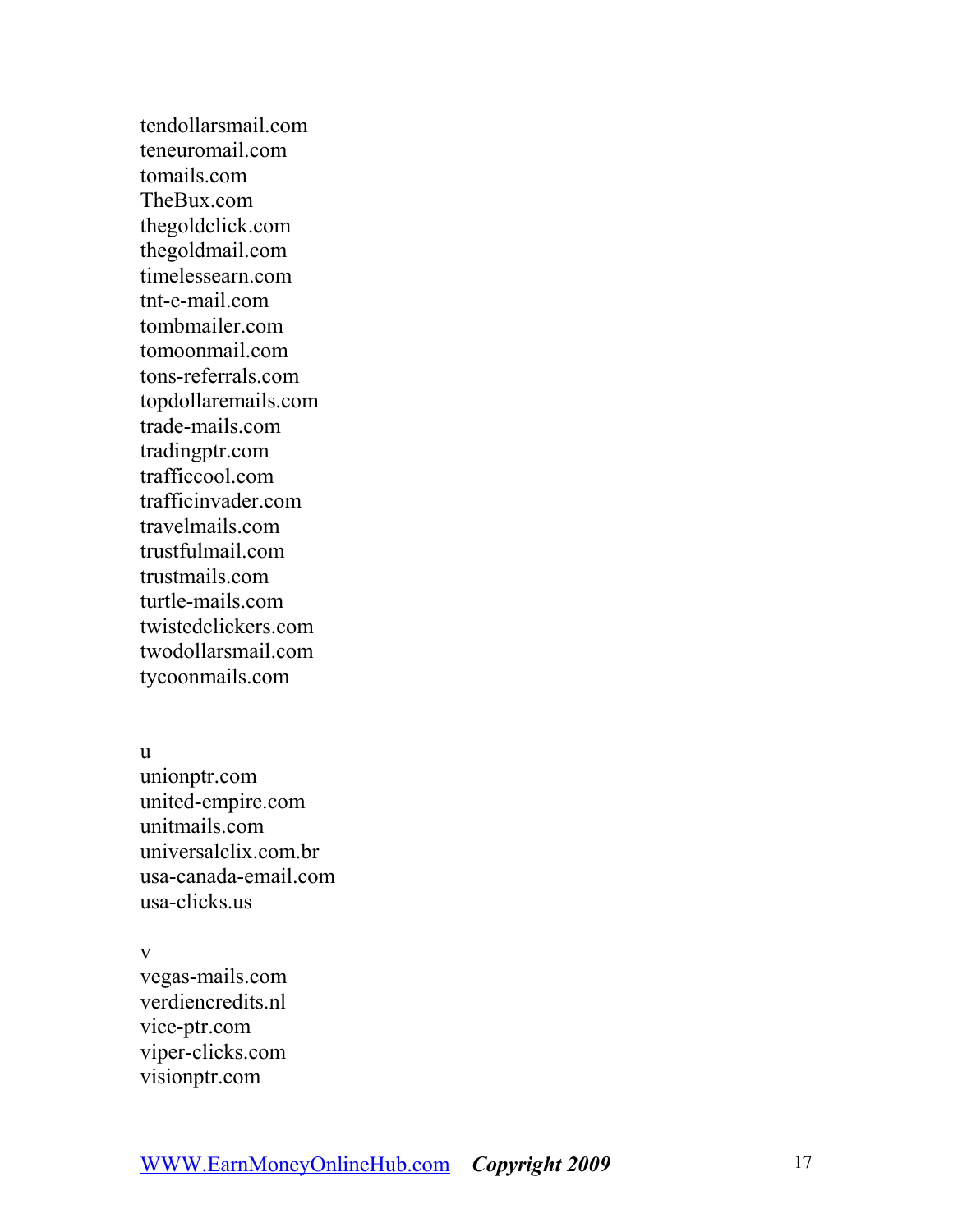tendollarsmail.com
teneuromail.com
tomails.com
TheBux.com
thegoldclick.com
thegoldmail.com
timelessearn.com
tnt-e-mail.com
tombmailer.com
tomoonmail.com
tons-referrals.com
topdollaremails.com
trade-mails.com
tradingptr.com
trafficcool.com
trafficinvader.com
travelmails.com
trustfulmail.com
trustmails.com
turtle-mails.com
twistedclickers.com
twodollarsmail.com
tycoonmails.com

u
unionptr.com
united-empire.com
unitmails.com
universalclix.com.br
usa-canada-email.com
usa-clicks.us

v
vegas-mails.com
verdiencredits.nl
vice-ptr.com
viper-clicks.com
visionptr.com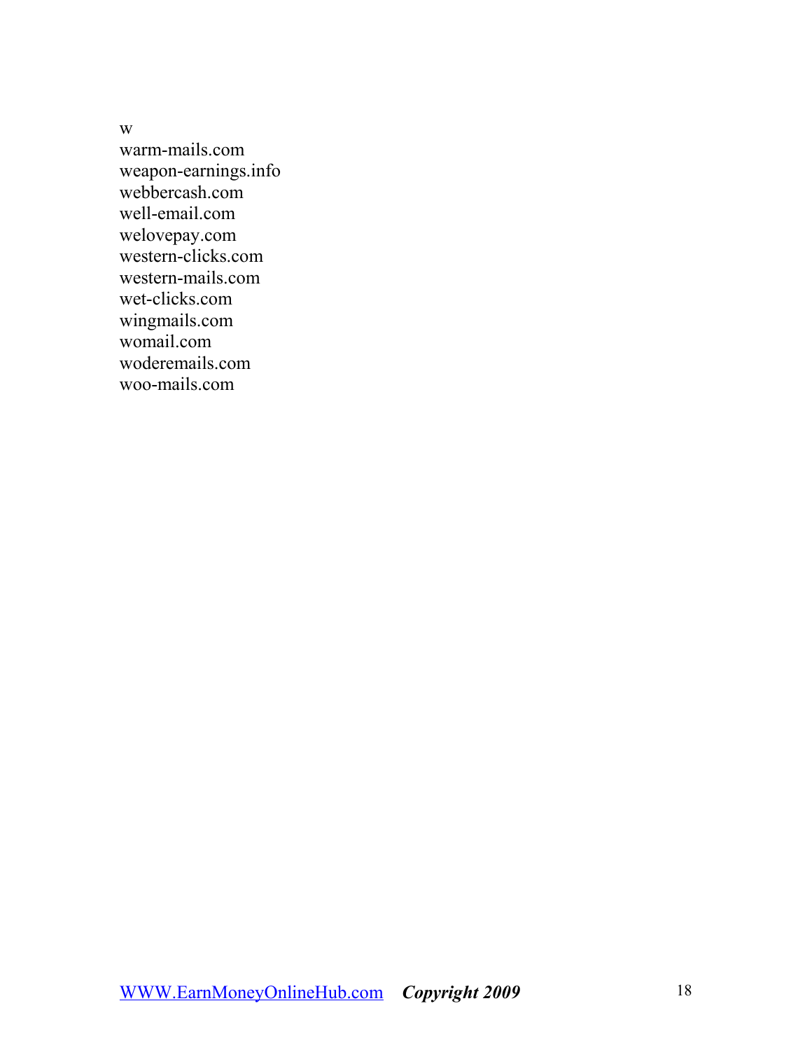w

warm-mails.com
weapon-earnings.info
webbercash.com
well-email.com
welovepay.com
western-clicks.com
western-mails.com
wet-clicks.com
wingmails.com
womail.com
woderemails.com
woo-mails.com